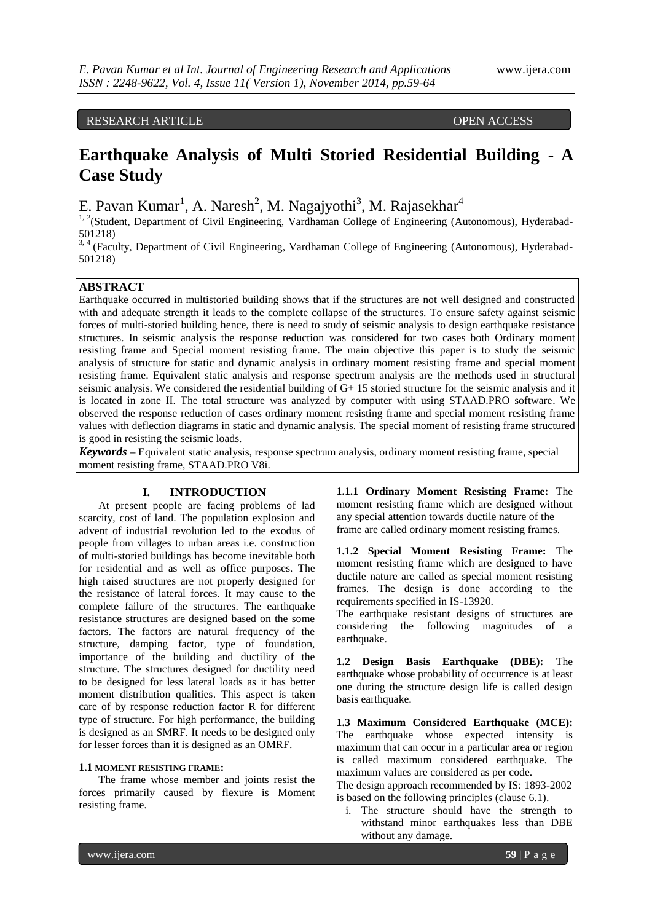RESEARCH ARTICLE OPEN ACCESS

# Earthquake Analysis of Multi Storied Residential Building - A Case Study

E. Pavan Kumar[1], A. Naresh[2], M. Nagajyothi[3], M. Rajasekhar[4]

[1, 2](Student, Department of Civil Engineering, Vardhaman College of Engineering (Autonomous), Hyderabad-501218)

[3, 4] (Faculty, Department of Civil Engineering, Vardhaman College of Engineering (Autonomous), Hyderabad-501218)

## ABSTRACT

Earthquake occurred in multistoried building shows that if the structures are not well designed and constructed with and adequate strength it leads to the complete collapse of the structures. To ensure safety against seismic forces of multi-storied building hence, there is need to study of seismic analysis to design earthquake resistance structures. In seismic analysis the response reduction was considered for two cases both Ordinary moment resisting frame and Special moment resisting frame. The main objective this paper is to study the seismic analysis of structure for static and dynamic analysis in ordinary moment resisting frame and special moment resisting frame. Equivalent static analysis and response spectrum analysis are the methods used in structural seismic analysis. We considered the residential building of G+ 15 storied structure for the seismic analysis and it is located in zone II. The total structure was analyzed by computer with using STAAD.PRO software. We observed the response reduction of cases ordinary moment resisting frame and special moment resisting frame values with deflection diagrams in static and dynamic analysis. The special moment of resisting frame structured is good in resisting the seismic loads.

***Keywords*** – Equivalent static analysis, response spectrum analysis, ordinary moment resisting frame, special moment resisting frame, STAAD.PRO V8i.

## I. INTRODUCTION

At present people are facing problems of lad scarcity, cost of land. The population explosion and advent of industrial revolution led to the exodus of people from villages to urban areas i.e. construction of multi-storied buildings has become inevitable both for residential and as well as office purposes. The high raised structures are not properly designed for the resistance of lateral forces. It may cause to the complete failure of the structures. The earthquake resistance structures are designed based on the some factors. The factors are natural frequency of the structure, damping factor, type of foundation, importance of the building and ductility of the structure. The structures designed for ductility need to be designed for less lateral loads as it has better moment distribution qualities. This aspect is taken care of by response reduction factor R for different type of structure. For high performance, the building is designed as an SMRF. It needs to be designed only for lesser forces than it is designed as an OMRF.

### 1.1 MOMENT RESISTING FRAME:

The frame whose member and joints resist the forces primarily caused by flexure is Moment resisting frame.

**1.1.1 Ordinary Moment Resisting Frame:** The moment resisting frame which are designed without any special attention towards ductile nature of the frame are called ordinary moment resisting frames.

**1.1.2 Special Moment Resisting Frame:** The moment resisting frame which are designed to have ductile nature are called as special moment resisting frames. The design is done according to the requirements specified in IS-13920.

The earthquake resistant designs of structures are considering the following magnitudes of a earthquake.

**1.2 Design Basis Earthquake (DBE):** The earthquake whose probability of occurrence is at least one during the structure design life is called design basis earthquake.

**1.3 Maximum Considered Earthquake (MCE):** The earthquake whose expected intensity is maximum that can occur in a particular area or region is called maximum considered earthquake. The maximum values are considered as per code.

The design approach recommended by IS: 1893-2002 is based on the following principles (clause 6.1).

i. The structure should have the strength to withstand minor earthquakes less than DBE without any damage.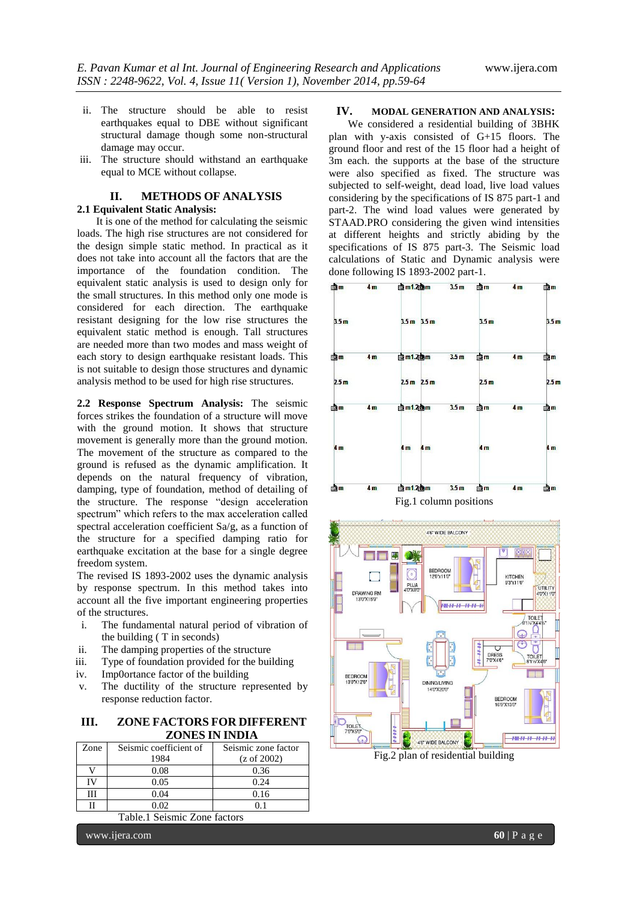ii. The structure should be able to resist earthquakes equal to DBE without significant structural damage though some non-structural damage may occur.

iii. The structure should withstand an earthquake equal to MCE without collapse.

## II. METHODS OF ANALYSIS

### 2.1 Equivalent Static Analysis:

It is one of the method for calculating the seismic loads. The high rise structures are not considered for the design simple static method. In practical as it does not take into account all the factors that are the importance of the foundation condition. The equivalent static analysis is used to design only for the small structures. In this method only one mode is considered for each direction. The earthquake resistant designing for the low rise structures the equivalent static method is enough. Tall structures are needed more than two modes and mass weight of each story to design earthquake resistant loads. This is not suitable to design those structures and dynamic analysis method to be used for high rise structures.

**2.2 Response Spectrum Analysis:** The seismic forces strikes the foundation of a structure will move with the ground motion. It shows that structure movement is generally more than the ground motion. The movement of the structure as compared to the ground is refused as the dynamic amplification. It depends on the natural frequency of vibration, damping, type of foundation, method of detailing of the structure. The response "design acceleration spectrum" which refers to the max acceleration called spectral acceleration coefficient Sa/g, as a function of the structure for a specified damping ratio for earthquake excitation at the base for a single degree freedom system.

The revised IS 1893-2002 uses the dynamic analysis by response spectrum. In this method takes into account all the five important engineering properties of the structures.

i. The fundamental natural period of vibration of the building ( T in seconds)
ii. The damping properties of the structure
iii. Type of foundation provided for the building
iv. Imp0ortance factor of the building
v. The ductility of the structure represented by response reduction factor.

## III. ZONE FACTORS FOR DIFFERENT ZONES IN INDIA

| Zone | Seismic coefficient of 1984 | Seismic zone factor (z of 2002) |
|---|---|---|
| V | 0.08 | 0.36 |
| IV | 0.05 | 0.24 |
| III | 0.04 | 0.16 |
| II | 0.02 | 0.1 |

Table.1 Seismic Zone factors

## IV. MODAL GENERATION AND ANALYSIS:

We considered a residential building of 3BHK plan with y-axis consisted of G+15 floors. The ground floor and rest of the 15 floor had a height of 3m each. the supports at the base of the structure were also specified as fixed. The structure was subjected to self-weight, dead load, live load values considering by the specifications of IS 875 part-1 and part-2. The wind load values were generated by STAAD.PRO considering the given wind intensities at different heights and strictly abiding by the specifications of IS 875 part-3. The Seismic load calculations of Static and Dynamic analysis were done following IS 1893-2002 part-1.

Fig.1 column positions

Fig.2 plan of residential building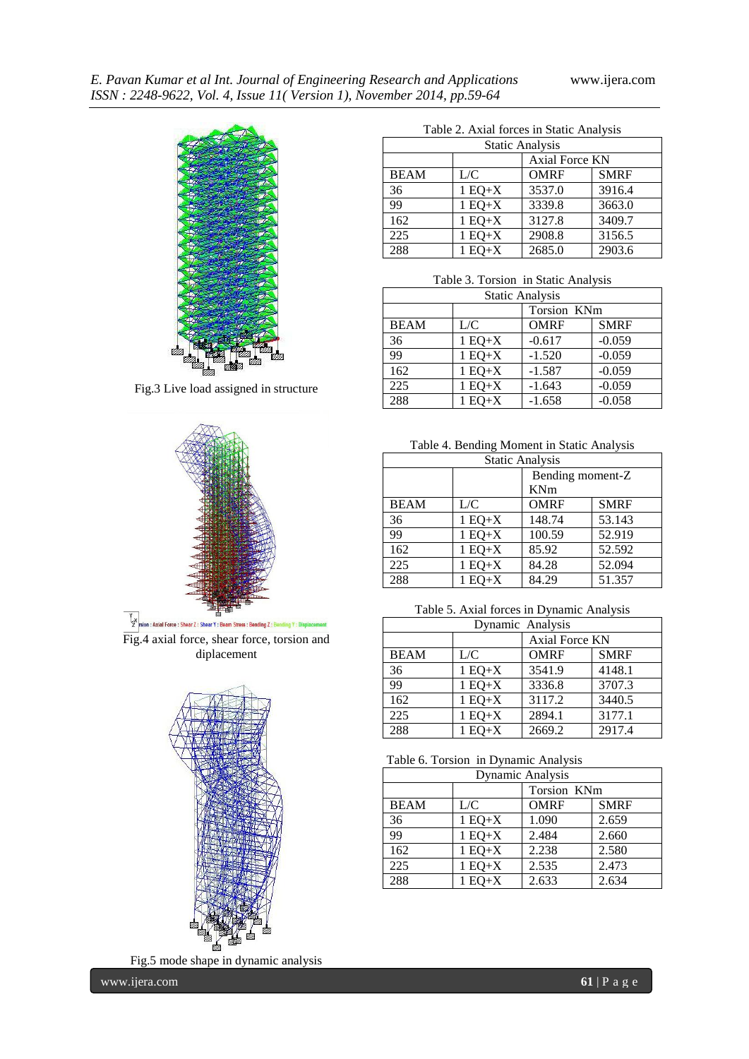Fig.3 Live load assigned in structure

Fig.4 axial force, shear force, torsion and diplacement

Fig.5 mode shape in dynamic analysis

Table 2. Axial forces in Static Analysis

| Static Analysis | | | |
|---|---|---|---|
| | | Axial Force KN | |
| BEAM | L/C | OMRF | SMRF |
| 36 | 1 EQ+X | 3537.0 | 3916.4 |
| 99 | 1 EQ+X | 3339.8 | 3663.0 |
| 162 | 1 EQ+X | 3127.8 | 3409.7 |
| 225 | 1 EQ+X | 2908.8 | 3156.5 |
| 288 | 1 EQ+X | 2685.0 | 2903.6 |

Table 3. Torsion in Static Analysis

| Static Analysis | | | |
|---|---|---|---|
| | | Torsion KNm | |
| BEAM | L/C | OMRF | SMRF |
| 36 | 1 EQ+X | -0.617 | -0.059 |
| 99 | 1 EQ+X | -1.520 | -0.059 |
| 162 | 1 EQ+X | -1.587 | -0.059 |
| 225 | 1 EQ+X | -1.643 | -0.059 |
| 288 | 1 EQ+X | -1.658 | -0.058 |

Table 4. Bending Moment in Static Analysis

| Static Analysis | | | |
|---|---|---|---|
| | | Bending moment-Z KNm | |
| BEAM | L/C | OMRF | SMRF |
| 36 | 1 EQ+X | 148.74 | 53.143 |
| 99 | 1 EQ+X | 100.59 | 52.919 |
| 162 | 1 EQ+X | 85.92 | 52.592 |
| 225 | 1 EQ+X | 84.28 | 52.094 |
| 288 | 1 EQ+X | 84.29 | 51.357 |

Table 5. Axial forces in Dynamic Analysis

| Dynamic Analysis | | | |
|---|---|---|---|
| | | Axial Force KN | |
| BEAM | L/C | OMRF | SMRF |
| 36 | 1 EQ+X | 3541.9 | 4148.1 |
| 99 | 1 EQ+X | 3336.8 | 3707.3 |
| 162 | 1 EQ+X | 3117.2 | 3440.5 |
| 225 | 1 EQ+X | 2894.1 | 3177.1 |
| 288 | 1 EQ+X | 2669.2 | 2917.4 |

Table 6. Torsion in Dynamic Analysis

| Dynamic Analysis | | | |
|---|---|---|---|
| | | Torsion KNm | |
| BEAM | L/C | OMRF | SMRF |
| 36 | 1 EQ+X | 1.090 | 2.659 |
| 99 | 1 EQ+X | 2.484 | 2.660 |
| 162 | 1 EQ+X | 2.238 | 2.580 |
| 225 | 1 EQ+X | 2.535 | 2.473 |
| 288 | 1 EQ+X | 2.633 | 2.634 |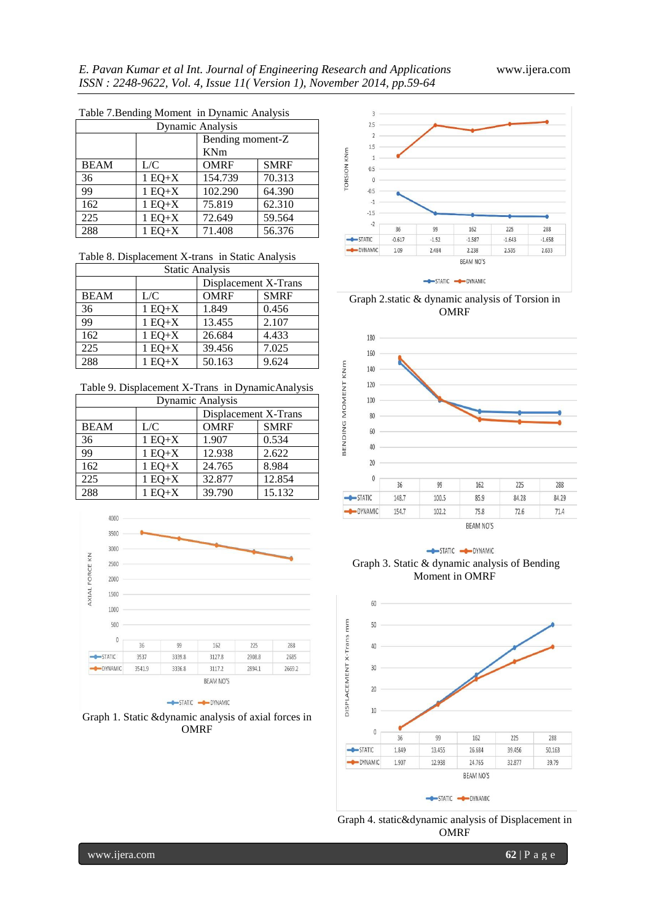Table 7.Bending Moment in Dynamic Analysis

| Dynamic Analysis | | | |
|---|---|---|---|
| | | Bending moment-Z KNm | |
| BEAM | L/C | OMRF | SMRF |
| 36 | 1 EQ+X | 154.739 | 70.313 |
| 99 | 1 EQ+X | 102.290 | 64.390 |
| 162 | 1 EQ+X | 75.819 | 62.310 |
| 225 | 1 EQ+X | 72.649 | 59.564 |
| 288 | 1 EQ+X | 71.408 | 56.376 |

Table 8. Displacement X-trans in Static Analysis

| Static Analysis | | | |
|---|---|---|---|
| | | Displacement X-Trans | |
| BEAM | L/C | OMRF | SMRF |
| 36 | 1 EQ+X | 1.849 | 0.456 |
| 99 | 1 EQ+X | 13.455 | 2.107 |
| 162 | 1 EQ+X | 26.684 | 4.433 |
| 225 | 1 EQ+X | 39.456 | 7.025 |
| 288 | 1 EQ+X | 50.163 | 9.624 |

Table 9. Displacement X-Trans in DynamicAnalysis

| Dynamic Analysis | | | |
|---|---|---|---|
| | | Displacement X-Trans | |
| BEAM | L/C | OMRF | SMRF |
| 36 | 1 EQ+X | 1.907 | 0.534 |
| 99 | 1 EQ+X | 12.938 | 2.622 |
| 162 | 1 EQ+X | 24.765 | 8.984 |
| 225 | 1 EQ+X | 32.877 | 12.854 |
| 288 | 1 EQ+X | 39.790 | 15.132 |

| BEAM NO'S | 36 | 99 | 162 | 225 | 288 |
|---|---|---|---|---|---|
| STATIC | 3537 | 3339.8 | 3127.8 | 2908.8 | 2685 |
| DYNAMIC | 3541.9 | 3336.8 | 3117.2 | 2894.1 | 2669.2 |

Graph 1. Static &dynamic analysis of axial forces in OMRF

| BEAM NO'S | 36 | 99 | 162 | 225 | 288 |
|---|---|---|---|---|---|
| STATIC | -0.617 | -1.52 | -1.587 | -1.643 | -1.658 |
| DYNAMIC | 1.09 | 2.484 | 2.238 | 2.535 | 2.633 |

Graph 2.static & dynamic analysis of Torsion in OMRF

| BEAM NO'S | 36 | 99 | 162 | 225 | 288 |
|---|---|---|---|---|---|
| STATIC | 148.7 | 100.5 | 85.9 | 84.28 | 84.29 |
| DYNAMIC | 154.7 | 102.2 | 75.8 | 72.6 | 71.4 |

Graph 3. Static & dynamic analysis of Bending Moment in OMRF

| BEAM NO'S | 36 | 99 | 162 | 225 | 288 |
|---|---|---|---|---|---|
| STATIC | 1.849 | 13.455 | 26.684 | 39.456 | 50.163 |
| DYNAMIC | 1.907 | 12.938 | 24.765 | 32.877 | 39.79 |

Graph 4. static&dynamic analysis of Displacement in OMRF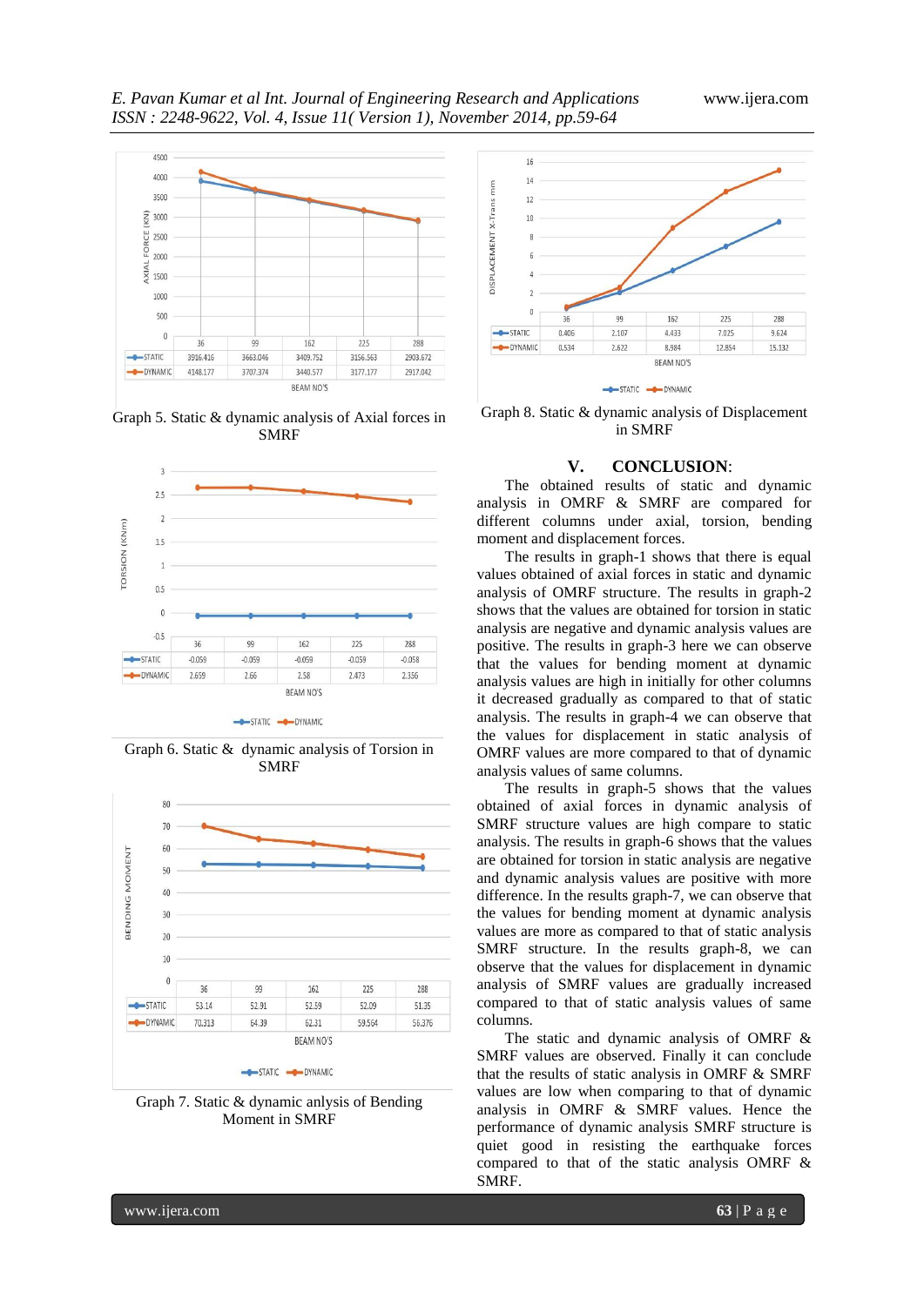| | 36 | 99 | 162 | 225 | 288 |
|---|---|---|---|---|---|
| STATIC | 3916.416 | 3663.046 | 3409.752 | 3156.563 | 2903.672 |
| DYNAMIC | 4148.177 | 3707.374 | 3440.577 | 3177.177 | 2917.042 |

BEAM NO'S

Graph 5. Static & dynamic analysis of Axial forces in SMRF

| | 36 | 99 | 162 | 225 | 288 |
|---|---|---|---|---|---|
| STATIC | -0.059 | -0.059 | -0.059 | -0.059 | -0.058 |
| DYNAMIC | 2.659 | 2.66 | 2.58 | 2.473 | 2.356 |

BEAM NO'S

Graph 6. Static & dynamic analysis of Torsion in SMRF

| | 36 | 99 | 162 | 225 | 288 |
|---|---|---|---|---|---|
| STATIC | 53.14 | 52.91 | 52.59 | 52.09 | 51.35 |
| DYNAMIC | 70.313 | 64.39 | 62.31 | 59.564 | 56.376 |

BEAM NO'S

Graph 7. Static & dynamic anlysis of Bending Moment in SMRF

| | 36 | 99 | 162 | 225 | 288 |
|---|---|---|---|---|---|
| STATIC | 0.406 | 2.107 | 4.433 | 7.025 | 9.624 |
| DYNAMIC | 0.534 | 2.622 | 8.984 | 12.854 | 15.132 |

BEAM NO'S

Graph 8. Static & dynamic analysis of Displacement in SMRF

## V. CONCLUSION:

The obtained results of static and dynamic analysis in OMRF & SMRF are compared for different columns under axial, torsion, bending moment and displacement forces.

The results in graph-1 shows that there is equal values obtained of axial forces in static and dynamic analysis of OMRF structure. The results in graph-2 shows that the values are obtained for torsion in static analysis are negative and dynamic analysis values are positive. The results in graph-3 here we can observe that the values for bending moment at dynamic analysis values are high in initially for other columns it decreased gradually as compared to that of static analysis. The results in graph-4 we can observe that the values for displacement in static analysis of OMRF values are more compared to that of dynamic analysis values of same columns.

The results in graph-5 shows that the values obtained of axial forces in dynamic analysis of SMRF structure values are high compare to static analysis. The results in graph-6 shows that the values are obtained for torsion in static analysis are negative and dynamic analysis values are positive with more difference. In the results graph-7, we can observe that the values for bending moment at dynamic analysis values are more as compared to that of static analysis SMRF structure. In the results graph-8, we can observe that the values for displacement in dynamic analysis of SMRF values are gradually increased compared to that of static analysis values of same columns.

The static and dynamic analysis of OMRF & SMRF values are observed. Finally it can conclude that the results of static analysis in OMRF & SMRF values are low when comparing to that of dynamic analysis in OMRF & SMRF values. Hence the performance of dynamic analysis SMRF structure is quiet good in resisting the earthquake forces compared to that of the static analysis OMRF & SMRF.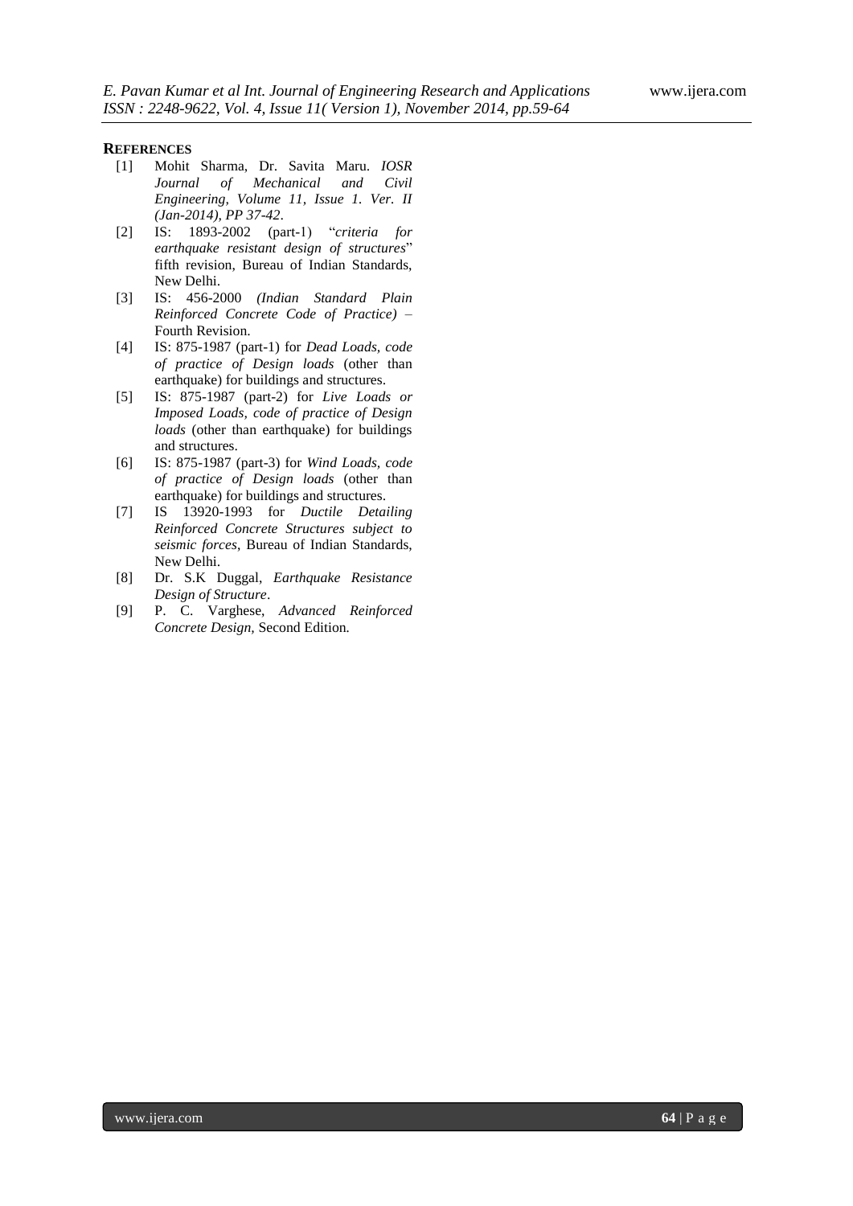## REFERENCES

[1] Mohit Sharma, Dr. Savita Maru. *IOSR Journal of Mechanical and Civil Engineering, Volume 11, Issue 1. Ver. II (Jan-2014), PP 37-42*.

[2] IS: 1893-2002 (part-1) "*criteria for earthquake resistant design of structures*" fifth revision, Bureau of Indian Standards, New Delhi.

[3] IS: 456-2000 *(Indian Standard Plain Reinforced Concrete Code of Practice)* – Fourth Revision.

[4] IS: 875-1987 (part-1) for *Dead Loads, code of practice of Design loads* (other than earthquake) for buildings and structures.

[5] IS: 875-1987 (part-2) for *Live Loads or Imposed Loads, code of practice of Design loads* (other than earthquake) for buildings and structures.

[6] IS: 875-1987 (part-3) for *Wind Loads, code of practice of Design loads* (other than earthquake) for buildings and structures.

[7] IS 13920-1993 for *Ductile Detailing Reinforced Concrete Structures subject to seismic forces*, Bureau of Indian Standards, New Delhi.

[8] Dr. S.K Duggal, *Earthquake Resistance Design of Structure*.

[9] P. C. Varghese, *Advanced Reinforced Concrete Design*, Second Edition.